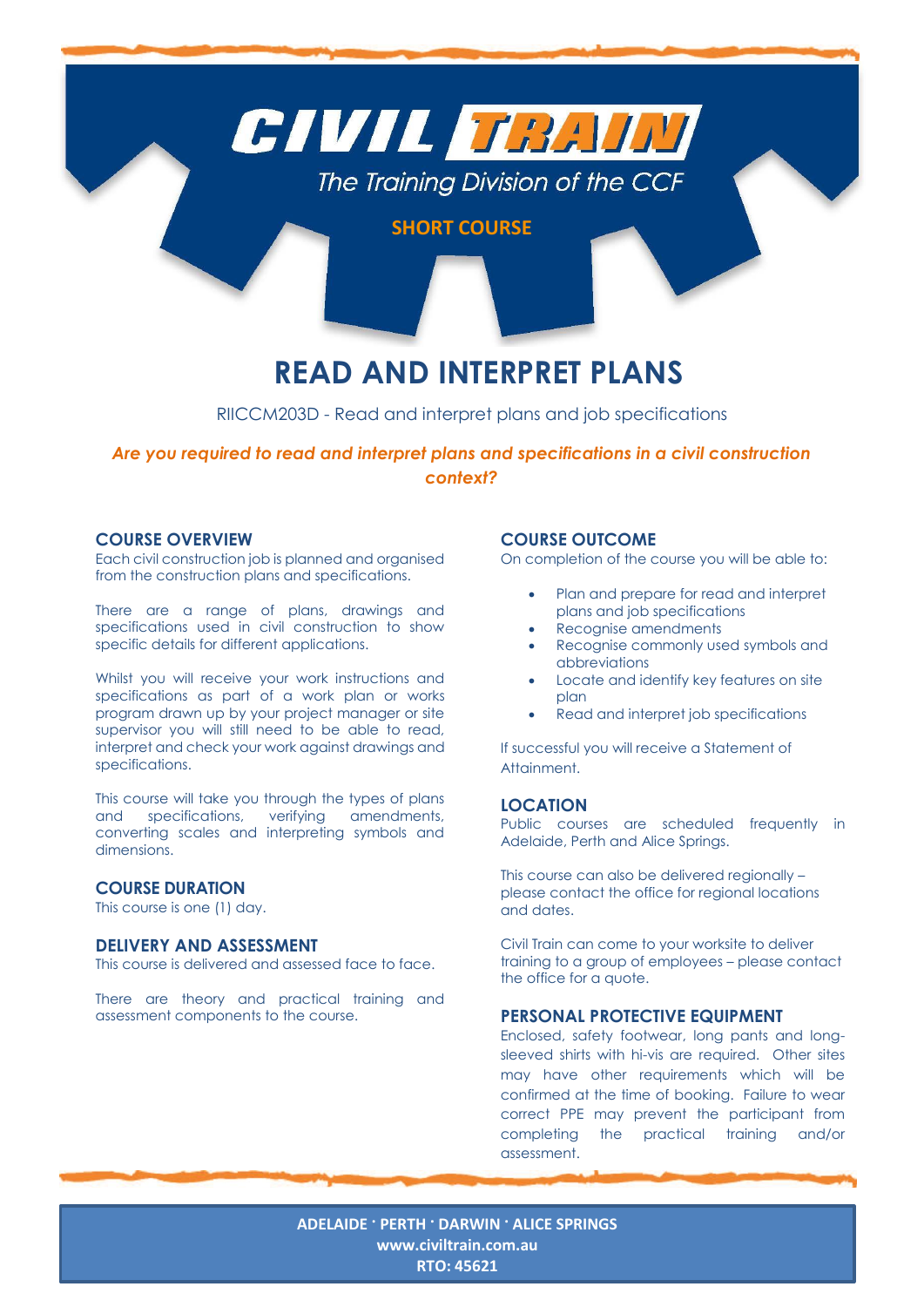# CIVIL TRAIN

The Training Division of the CCF

**SHORT COURSE**

# READ AND INTERPRET PLANS

RIICCM203D - Read and interpret plans and job specifications

***Are you required to read and interpret plans and specifications in a civil construction context?***

## COURSE OVERVIEW

Each civil construction job is planned and organised from the construction plans and specifications.

There are a range of plans, drawings and specifications used in civil construction to show specific details for different applications.

Whilst you will receive your work instructions and specifications as part of a work plan or works program drawn up by your project manager or site supervisor you will still need to be able to read, interpret and check your work against drawings and specifications.

This course will take you through the types of plans and specifications, verifying amendments, converting scales and interpreting symbols and dimensions.

## COURSE DURATION

This course is one (1) day.

## DELIVERY AND ASSESSMENT

This course is delivered and assessed face to face.

There are theory and practical training and assessment components to the course.

## COURSE OUTCOME

On completion of the course you will be able to:

- Plan and prepare for read and interpret plans and job specifications
- Recognise amendments
- Recognise commonly used symbols and abbreviations
- Locate and identify key features on site plan
- Read and interpret job specifications

If successful you will receive a Statement of Attainment.

## LOCATION

Public courses are scheduled frequently in Adelaide, Perth and Alice Springs.

This course can also be delivered regionally – please contact the office for regional locations and dates.

Civil Train can come to your worksite to deliver training to a group of employees – please contact the office for a quote.

## PERSONAL PROTECTIVE EQUIPMENT

Enclosed, safety footwear, long pants and long-sleeved shirts with hi-vis are required. Other sites may have other requirements which will be confirmed at the time of booking. Failure to wear correct PPE may prevent the participant from completing the practical training and/or assessment.

**ADELAIDE · PERTH · DARWIN · ALICE SPRINGS**
**www.civiltrain.com.au**
**RTO: 45621**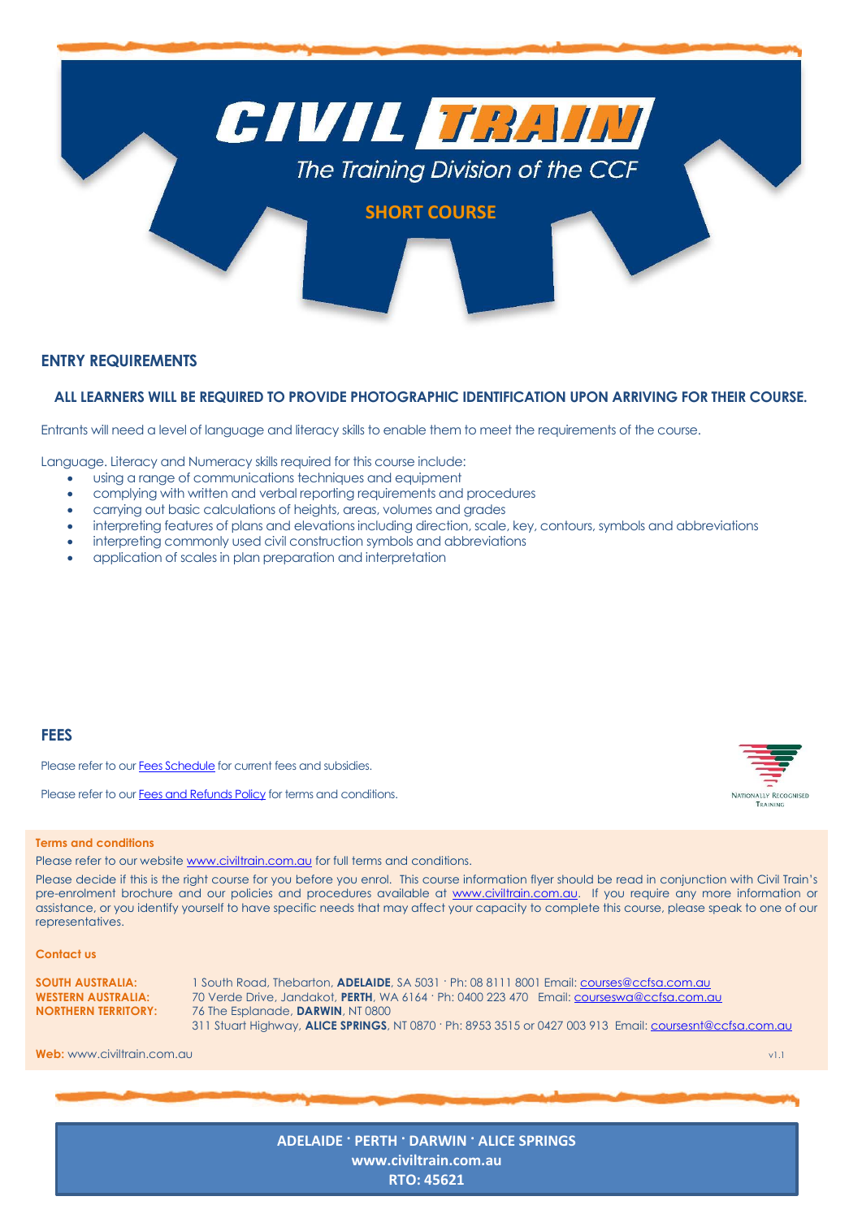# CIVIL TRAIN

*The Training Division of the CCF*

**SHORT COURSE**

## ENTRY REQUIREMENTS

**ALL LEARNERS WILL BE REQUIRED TO PROVIDE PHOTOGRAPHIC IDENTIFICATION UPON ARRIVING FOR THEIR COURSE.**

Entrants will need a level of language and literacy skills to enable them to meet the requirements of the course.

Language. Literacy and Numeracy skills required for this course include:

- using a range of communications techniques and equipment
- complying with written and verbal reporting requirements and procedures
- carrying out basic calculations of heights, areas, volumes and grades
- interpreting features of plans and elevations including direction, scale, key, contours, symbols and abbreviations
- interpreting commonly used civil construction symbols and abbreviations
- application of scales in plan preparation and interpretation

## FEES

Please refer to our Fees Schedule for current fees and subsidies.

Please refer to our Fees and Refunds Policy for terms and conditions.

NATIONALLY RECOGNISED TRAINING

**Terms and conditions**

Please refer to our website www.civiltrain.com.au for full terms and conditions.

Please decide if this is the right course for you before you enrol. This course information flyer should be read in conjunction with Civil Train's pre-enrolment brochure and our policies and procedures available at www.civiltrain.com.au. If you require any more information or assistance, or you identify yourself to have specific needs that may affect your capacity to complete this course, please speak to one of our representatives.

**Contact us**

**SOUTH AUSTRALIA:** 1 South Road, Thebarton, **ADELAIDE**, SA 5031 · Ph: 08 8111 8001 Email: courses@ccfsa.com.au

**WESTERN AUSTRALIA:** 70 Verde Drive, Jandakot, **PERTH**, WA 6164 · Ph: 0400 223 470 Email: courseswa@ccfsa.com.au

**NORTHERN TERRITORY:** 76 The Esplanade, **DARWIN**, NT 0800
311 Stuart Highway, **ALICE SPRINGS**, NT 0870 · Ph: 8953 3515 or 0427 003 913 Email: coursesnt@ccfsa.com.au

**Web:** www.civiltrain.com.au

v1.1

**ADELAIDE · PERTH · DARWIN · ALICE SPRINGS**
**www.civiltrain.com.au**
**RTO: 45621**